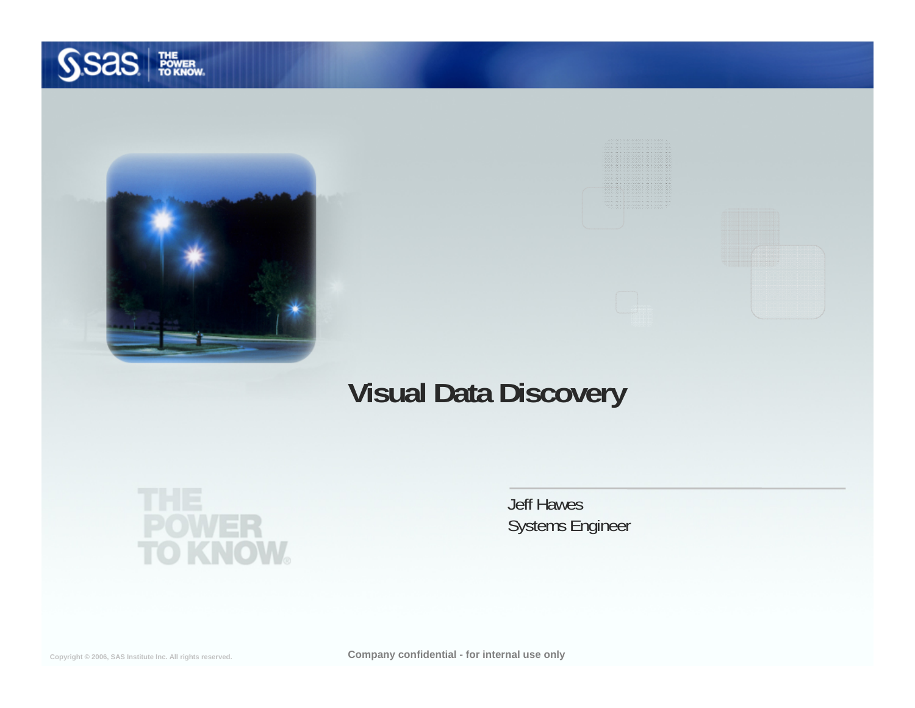# Visual Data Discovery

Jeff Hawes
Systems Engineer

Copyright © 2006, SAS Institute Inc. All rights reserved.

Company confidential - for internal use only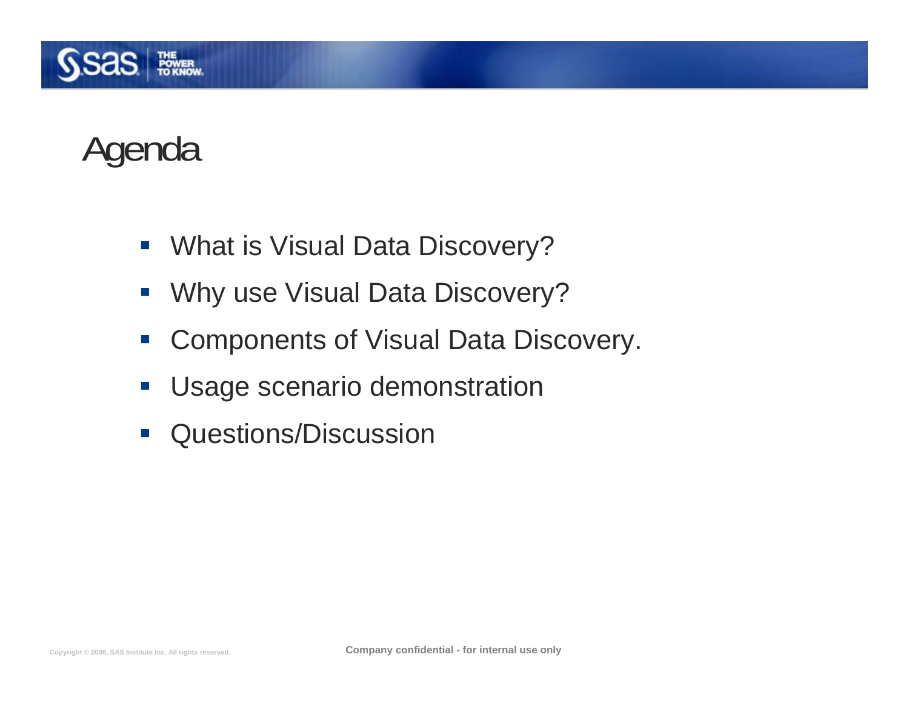# Agenda

- What is Visual Data Discovery?
- Why use Visual Data Discovery?
- Components of Visual Data Discovery.
- Usage scenario demonstration
- Questions/Discussion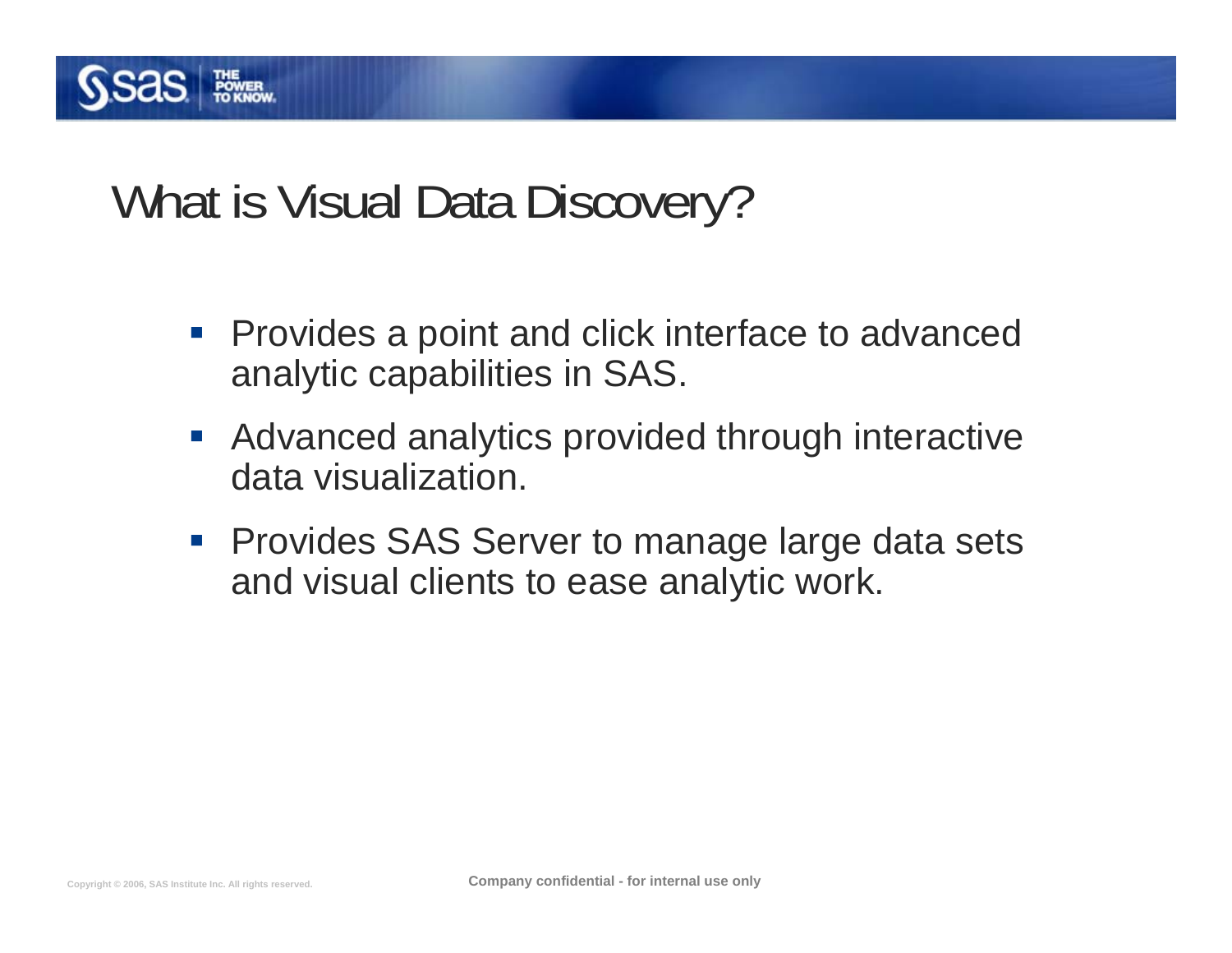# What is Visual Data Discovery?

- Provides a point and click interface to advanced analytic capabilities in SAS.
- Advanced analytics provided through interactive data visualization.
- Provides SAS Server to manage large data sets and visual clients to ease analytic work.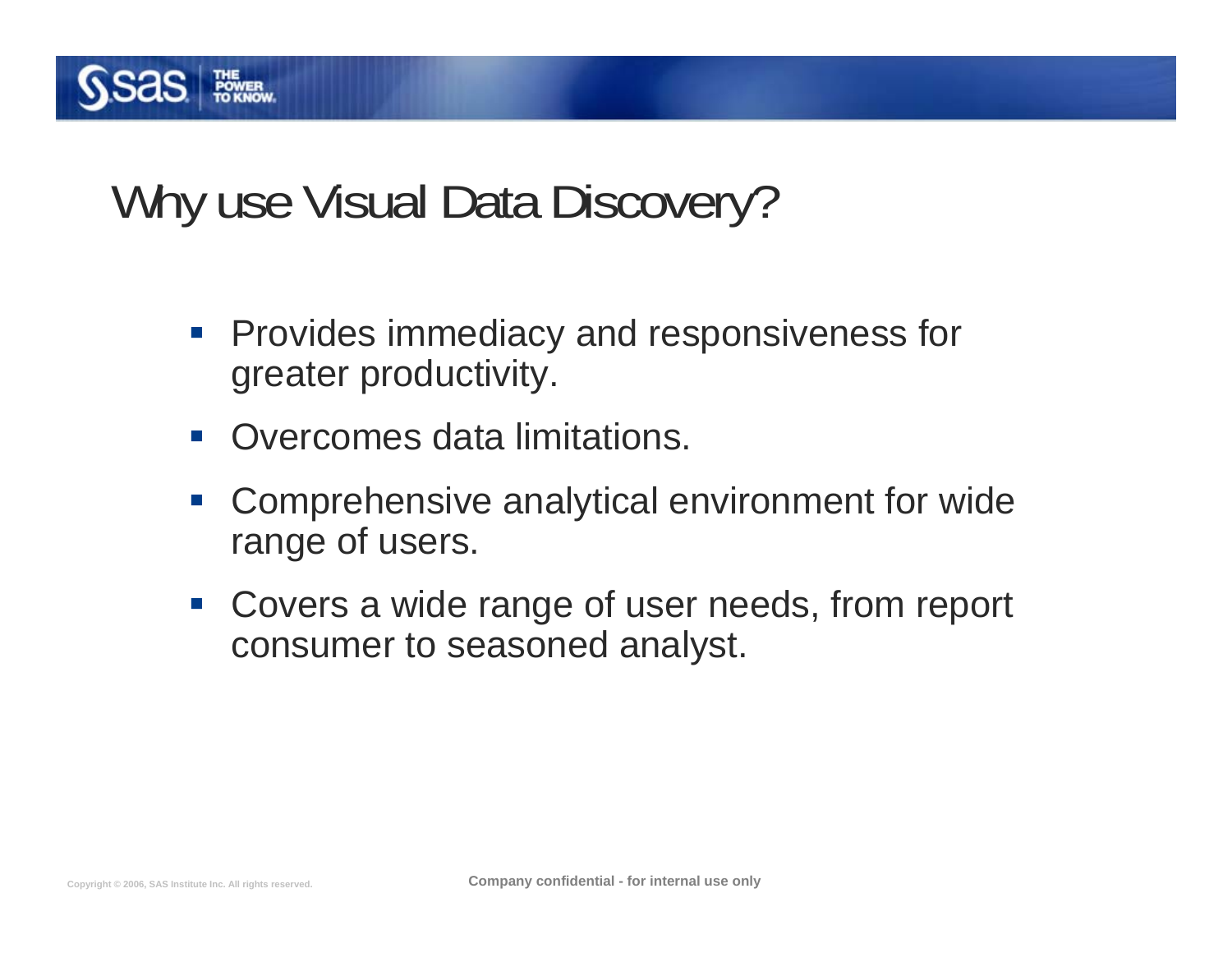# Why use Visual Data Discovery?

- Provides immediacy and responsiveness for greater productivity.
- Overcomes data limitations.
- Comprehensive analytical environment for wide range of users.
- Covers a wide range of user needs, from report consumer to seasoned analyst.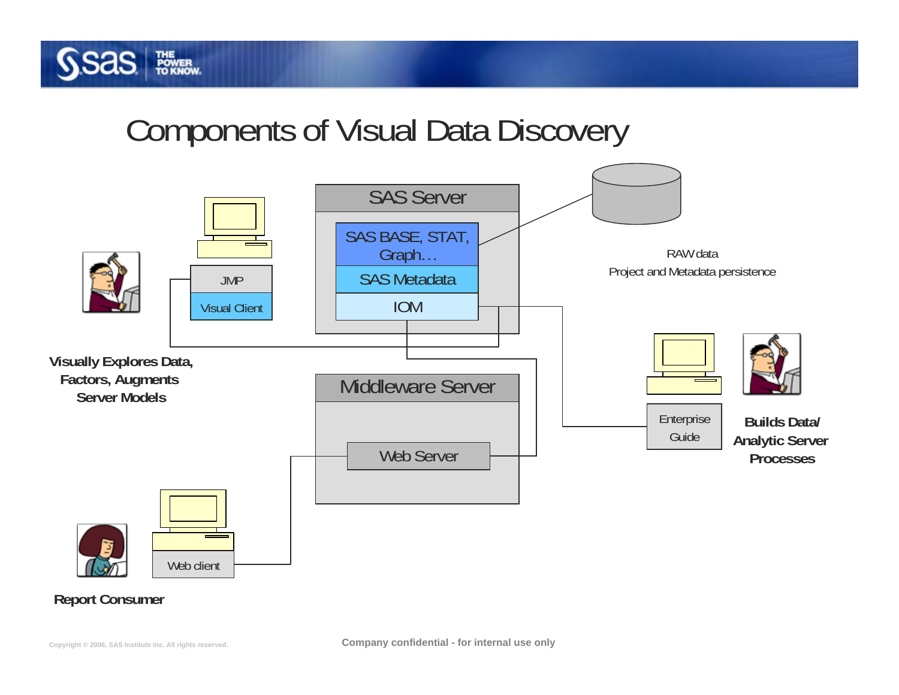# Components of Visual Data Discovery

SAS Server

SAS BASE, STAT, Graph…

SAS Metadata

IOM

RAW data

Project and Metadata persistence

JMP

Visual Client

**Visually Explores Data, Factors, Augments Server Models**

Middleware Server

Web Server

Enterprise Guide

**Builds Data/ Analytic Server Processes**

Web client

**Report Consumer**

Company confidential - for internal use only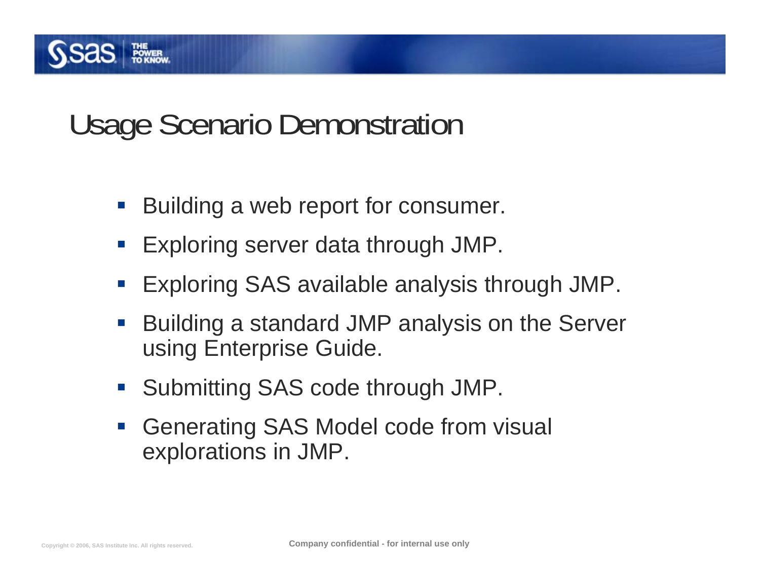# Usage Scenario Demonstration

- Building a web report for consumer.
- Exploring server data through JMP.
- Exploring SAS available analysis through JMP.
- Building a standard JMP analysis on the Server using Enterprise Guide.
- Submitting SAS code through JMP.
- Generating SAS Model code from visual explorations in JMP.